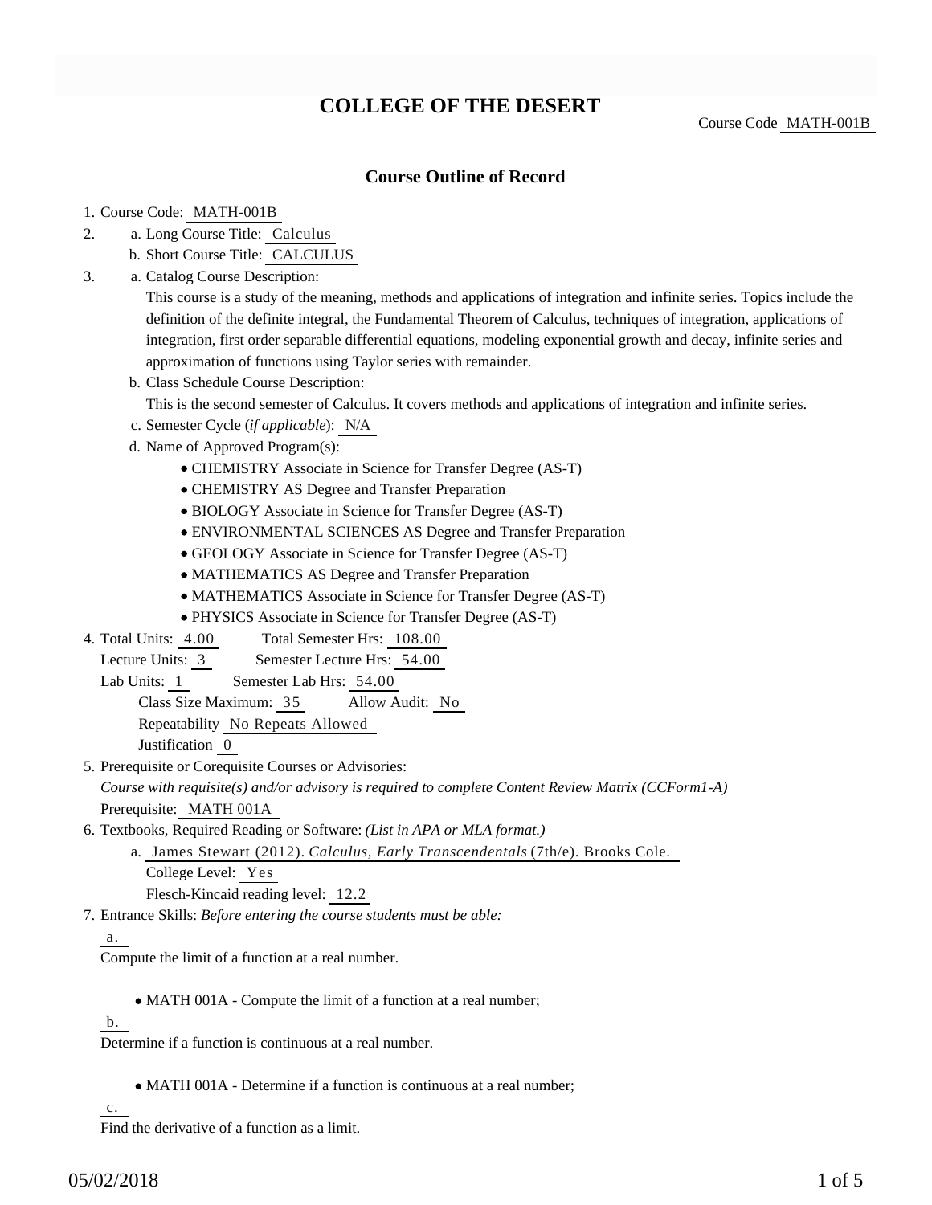# COLLEGE OF THE DESERT

Course Code MATH-001B

## Course Outline of Record

1. Course Code: MATH-001B
2. a. Long Course Title: Calculus
   b. Short Course Title: CALCULUS
3. a. Catalog Course Description:
   This course is a study of the meaning, methods and applications of integration and infinite series. Topics include the definition of the definite integral, the Fundamental Theorem of Calculus, techniques of integration, applications of integration, first order separable differential equations, modeling exponential growth and decay, infinite series and approximation of functions using Taylor series with remainder.
   b. Class Schedule Course Description:
   This is the second semester of Calculus. It covers methods and applications of integration and infinite series.
   c. Semester Cycle (*if applicable*): N/A
   d. Name of Approved Program(s):
      - CHEMISTRY Associate in Science for Transfer Degree (AS-T)
      - CHEMISTRY AS Degree and Transfer Preparation
      - BIOLOGY Associate in Science for Transfer Degree (AS-T)
      - ENVIRONMENTAL SCIENCES AS Degree and Transfer Preparation
      - GEOLOGY Associate in Science for Transfer Degree (AS-T)
      - MATHEMATICS AS Degree and Transfer Preparation
      - MATHEMATICS Associate in Science for Transfer Degree (AS-T)
      - PHYSICS Associate in Science for Transfer Degree (AS-T)
4. Total Units: 4.00 Total Semester Hrs: 108.00
   Lecture Units: 3 Semester Lecture Hrs: 54.00
   Lab Units: 1 Semester Lab Hrs: 54.00
   Class Size Maximum: 35 Allow Audit: No
   Repeatability No Repeats Allowed
   Justification 0
5. Prerequisite or Corequisite Courses or Advisories:
   *Course with requisite(s) and/or advisory is required to complete Content Review Matrix (CCForm1-A)*
   Prerequisite: MATH 001A
6. Textbooks, Required Reading or Software: *(List in APA or MLA format.)*
   a. James Stewart (2012). *Calculus, Early Transcendentals* (7th/e). Brooks Cole.
      College Level: Yes
      Flesch-Kincaid reading level: 12.2
7. Entrance Skills: *Before entering the course students must be able:*

   a.
   Compute the limit of a function at a real number.

   - MATH 001A - Compute the limit of a function at a real number;

   b.
   Determine if a function is continuous at a real number.

   - MATH 001A - Determine if a function is continuous at a real number;

   c.
   Find the derivative of a function as a limit.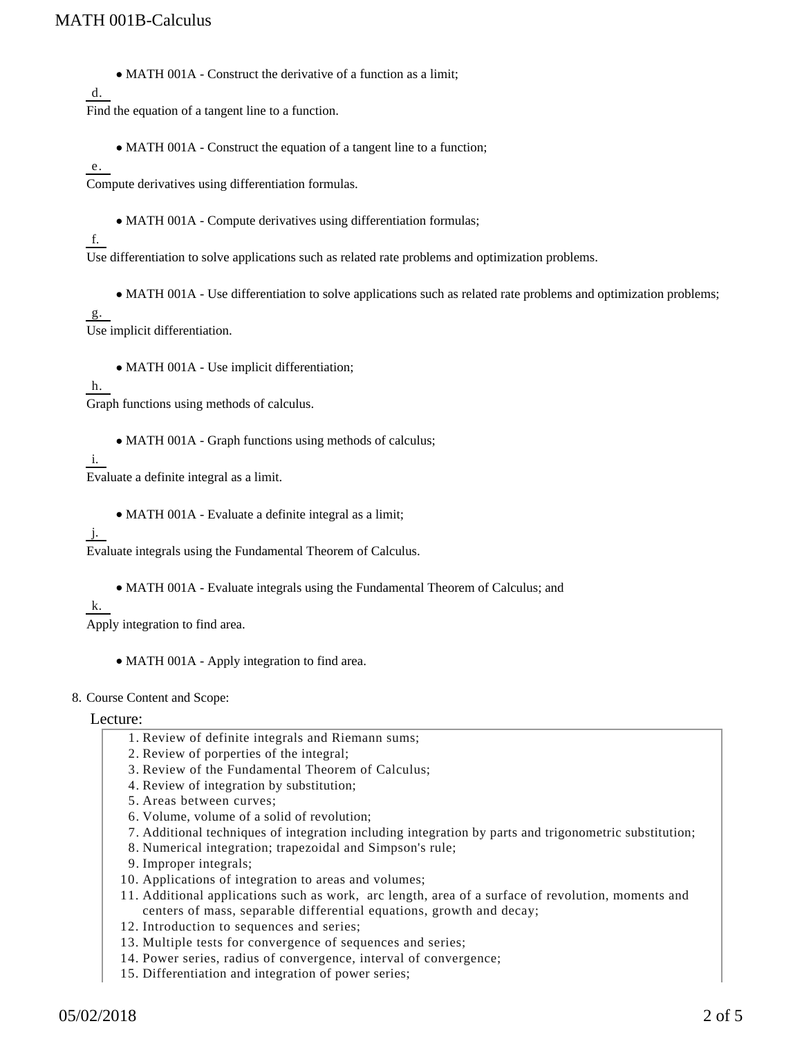- MATH 001A - Construct the derivative of a function as a limit;

d. Find the equation of a tangent line to a function.

- MATH 001A - Construct the equation of a tangent line to a function;

e. Compute derivatives using differentiation formulas.

- MATH 001A - Compute derivatives using differentiation formulas;

f. Use differentiation to solve applications such as related rate problems and optimization problems.

- MATH 001A - Use differentiation to solve applications such as related rate problems and optimization problems;

g. Use implicit differentiation.

- MATH 001A - Use implicit differentiation;

h. Graph functions using methods of calculus.

- MATH 001A - Graph functions using methods of calculus;

i. Evaluate a definite integral as a limit.

- MATH 001A - Evaluate a definite integral as a limit;

j. Evaluate integrals using the Fundamental Theorem of Calculus.

- MATH 001A - Evaluate integrals using the Fundamental Theorem of Calculus; and

k. Apply integration to find area.

- MATH 001A - Apply integration to find area.

8. Course Content and Scope:

Lecture:

1. Review of definite integrals and Riemann sums;
2. Review of porperties of the integral;
3. Review of the Fundamental Theorem of Calculus;
4. Review of integration by substitution;
5. Areas between curves;
6. Volume, volume of a solid of revolution;
7. Additional techniques of integration including integration by parts and trigonometric substitution;
8. Numerical integration; trapezoidal and Simpson's rule;
9. Improper integrals;
10. Applications of integration to areas and volumes;
11. Additional applications such as work, arc length, area of a surface of revolution, moments and centers of mass, separable differential equations, growth and decay;
12. Introduction to sequences and series;
13. Multiple tests for convergence of sequences and series;
14. Power series, radius of convergence, interval of convergence;
15. Differentiation and integration of power series;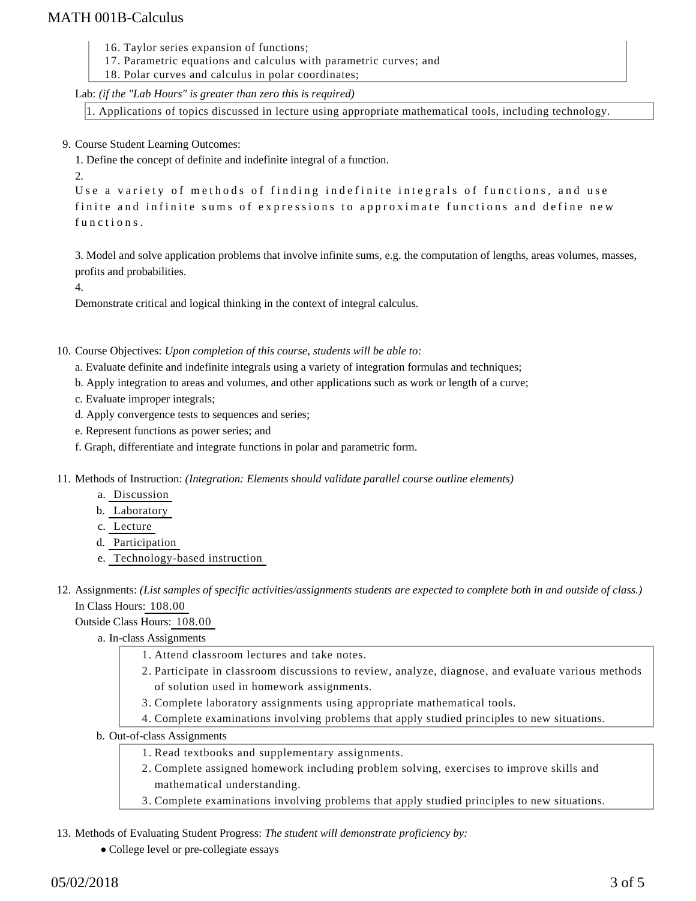16. Taylor series expansion of functions;
17. Parametric equations and calculus with parametric curves; and
18. Polar curves and calculus in polar coordinates;

Lab: *(if the "Lab Hours" is greater than zero this is required)*

1. Applications of topics discussed in lecture using appropriate mathematical tools, including technology.

9. Course Student Learning Outcomes:

   1. Define the concept of definite and indefinite integral of a function.

   2. Use a variety of methods of finding indefinite integrals of functions, and use finite and infinite sums of expressions to approximate functions and define new functions.

   3. Model and solve application problems that involve infinite sums, e.g. the computation of lengths, areas volumes, masses, profits and probabilities.

   4. Demonstrate critical and logical thinking in the context of integral calculus.

10. Course Objectives: *Upon completion of this course, students will be able to:*

    a. Evaluate definite and indefinite integrals using a variety of integration formulas and techniques;

    b. Apply integration to areas and volumes, and other applications such as work or length of a curve;

    c. Evaluate improper integrals;

    d. Apply convergence tests to sequences and series;

    e. Represent functions as power series; and

    f. Graph, differentiate and integrate functions in polar and parametric form.

11. Methods of Instruction: *(Integration: Elements should validate parallel course outline elements)*

    a. Discussion
    b. Laboratory
    c. Lecture
    d. Participation
    e. Technology-based instruction

12. Assignments: *(List samples of specific activities/assignments students are expected to complete both in and outside of class.)*

    In Class Hours: 108.00

    Outside Class Hours: 108.00

    a. In-class Assignments

       1. Attend classroom lectures and take notes.
       2. Participate in classroom discussions to review, analyze, diagnose, and evaluate various methods of solution used in homework assignments.
       3. Complete laboratory assignments using appropriate mathematical tools.
       4. Complete examinations involving problems that apply studied principles to new situations.

    b. Out-of-class Assignments

       1. Read textbooks and supplementary assignments.
       2. Complete assigned homework including problem solving, exercises to improve skills and mathematical understanding.
       3. Complete examinations involving problems that apply studied principles to new situations.

13. Methods of Evaluating Student Progress: *The student will demonstrate proficiency by:*

    - College level or pre-collegiate essays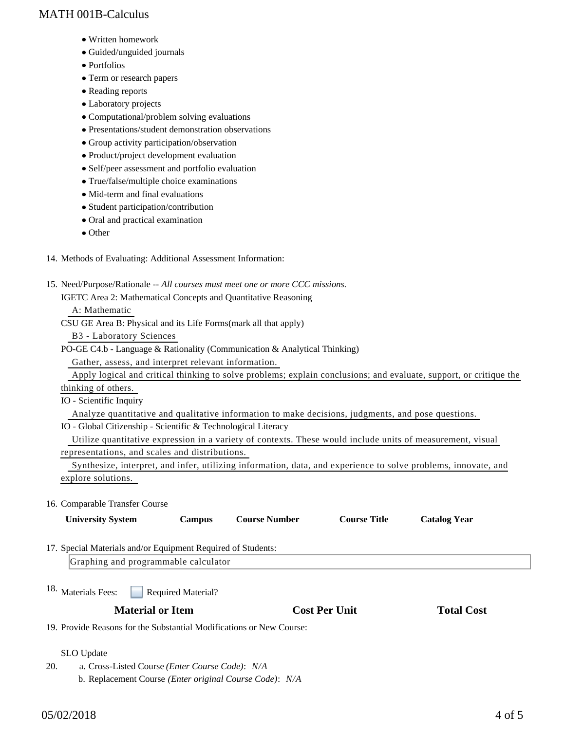- Written homework
- Guided/unguided journals
- Portfolios
- Term or research papers
- Reading reports
- Laboratory projects
- Computational/problem solving evaluations
- Presentations/student demonstration observations
- Group activity participation/observation
- Product/project development evaluation
- Self/peer assessment and portfolio evaluation
- True/false/multiple choice examinations
- Mid-term and final evaluations
- Student participation/contribution
- Oral and practical examination
- Other

14. Methods of Evaluating: Additional Assessment Information:

15. Need/Purpose/Rationale -- *All courses must meet one or more CCC missions.*

    IGETC Area 2: Mathematical Concepts and Quantitative Reasoning

    A: Mathematic

    CSU GE Area B: Physical and its Life Forms(mark all that apply)

    B3 - Laboratory Sciences

    PO-GE C4.b - Language & Rationality (Communication & Analytical Thinking)

    Gather, assess, and interpret relevant information.

    Apply logical and critical thinking to solve problems; explain conclusions; and evaluate, support, or critique the thinking of others.

    IO - Scientific Inquiry

    Analyze quantitative and qualitative information to make decisions, judgments, and pose questions.

    IO - Global Citizenship - Scientific & Technological Literacy

    Utilize quantitative expression in a variety of contexts. These would include units of measurement, visual representations, and scales and distributions.

    Synthesize, interpret, and infer, utilizing information, data, and experience to solve problems, innovate, and explore solutions.

16. Comparable Transfer Course

| University System | Campus | Course Number | Course Title | Catalog Year |
|---|---|---|---|---|

17. Special Materials and/or Equipment Required of Students:

    Graphing and programmable calculator

18. Materials Fees: ☐ Required Material?

| Material or Item | Cost Per Unit | Total Cost |
|---|---|---|

19. Provide Reasons for the Substantial Modifications or New Course:

    SLO Update

20. a. Cross-Listed Course *(Enter Course Code)*: *N/A*

    b. Replacement Course *(Enter original Course Code)*: *N/A*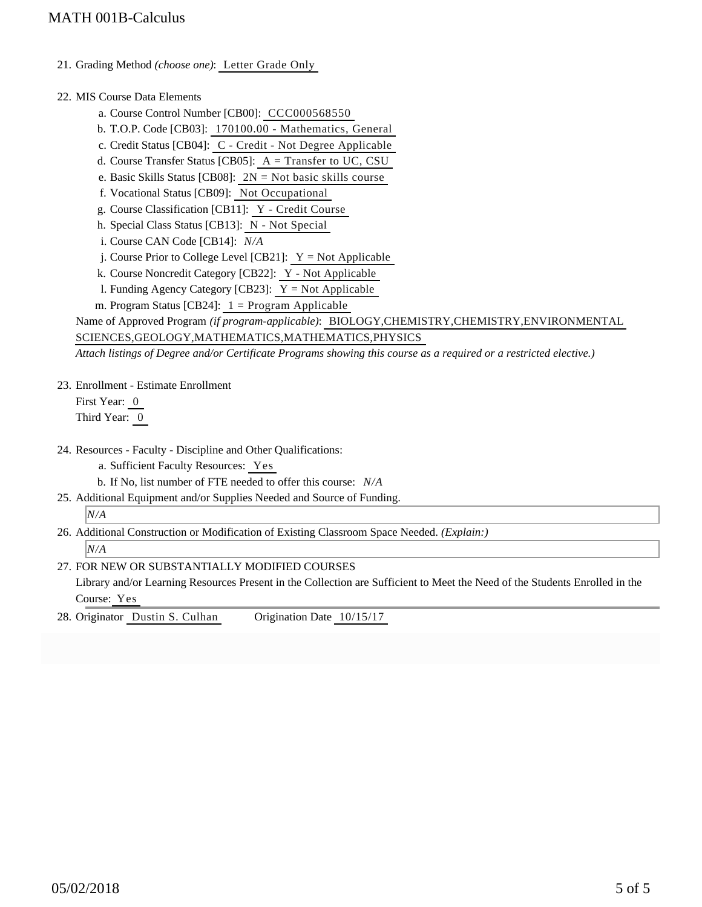21. Grading Method *(choose one)*: Letter Grade Only

22. MIS Course Data Elements
    a. Course Control Number [CB00]: CCC000568550
    b. T.O.P. Code [CB03]: 170100.00 - Mathematics, General
    c. Credit Status [CB04]: C - Credit - Not Degree Applicable
    d. Course Transfer Status [CB05]: A = Transfer to UC, CSU
    e. Basic Skills Status [CB08]: 2N = Not basic skills course
    f. Vocational Status [CB09]: Not Occupational
    g. Course Classification [CB11]: Y - Credit Course
    h. Special Class Status [CB13]: N - Not Special
    i. Course CAN Code [CB14]: *N/A*
    j. Course Prior to College Level [CB21]: Y = Not Applicable
    k. Course Noncredit Category [CB22]: Y - Not Applicable
    l. Funding Agency Category [CB23]: Y = Not Applicable
    m. Program Status [CB24]: 1 = Program Applicable

    Name of Approved Program *(if program-applicable)*: BIOLOGY,CHEMISTRY,CHEMISTRY,ENVIRONMENTAL SCIENCES,GEOLOGY,MATHEMATICS,MATHEMATICS,PHYSICS

    *Attach listings of Degree and/or Certificate Programs showing this course as a required or a restricted elective.)*

23. Enrollment - Estimate Enrollment
    First Year: 0
    Third Year: 0

24. Resources - Faculty - Discipline and Other Qualifications:
    a. Sufficient Faculty Resources: Yes
    b. If No, list number of FTE needed to offer this course: *N/A*

25. Additional Equipment and/or Supplies Needed and Source of Funding.
    *N/A*

26. Additional Construction or Modification of Existing Classroom Space Needed. *(Explain:)*
    *N/A*

27. FOR NEW OR SUBSTANTIALLY MODIFIED COURSES
    Library and/or Learning Resources Present in the Collection are Sufficient to Meet the Need of the Students Enrolled in the Course: Yes

28. Originator Dustin S. Culhan    Origination Date 10/15/17